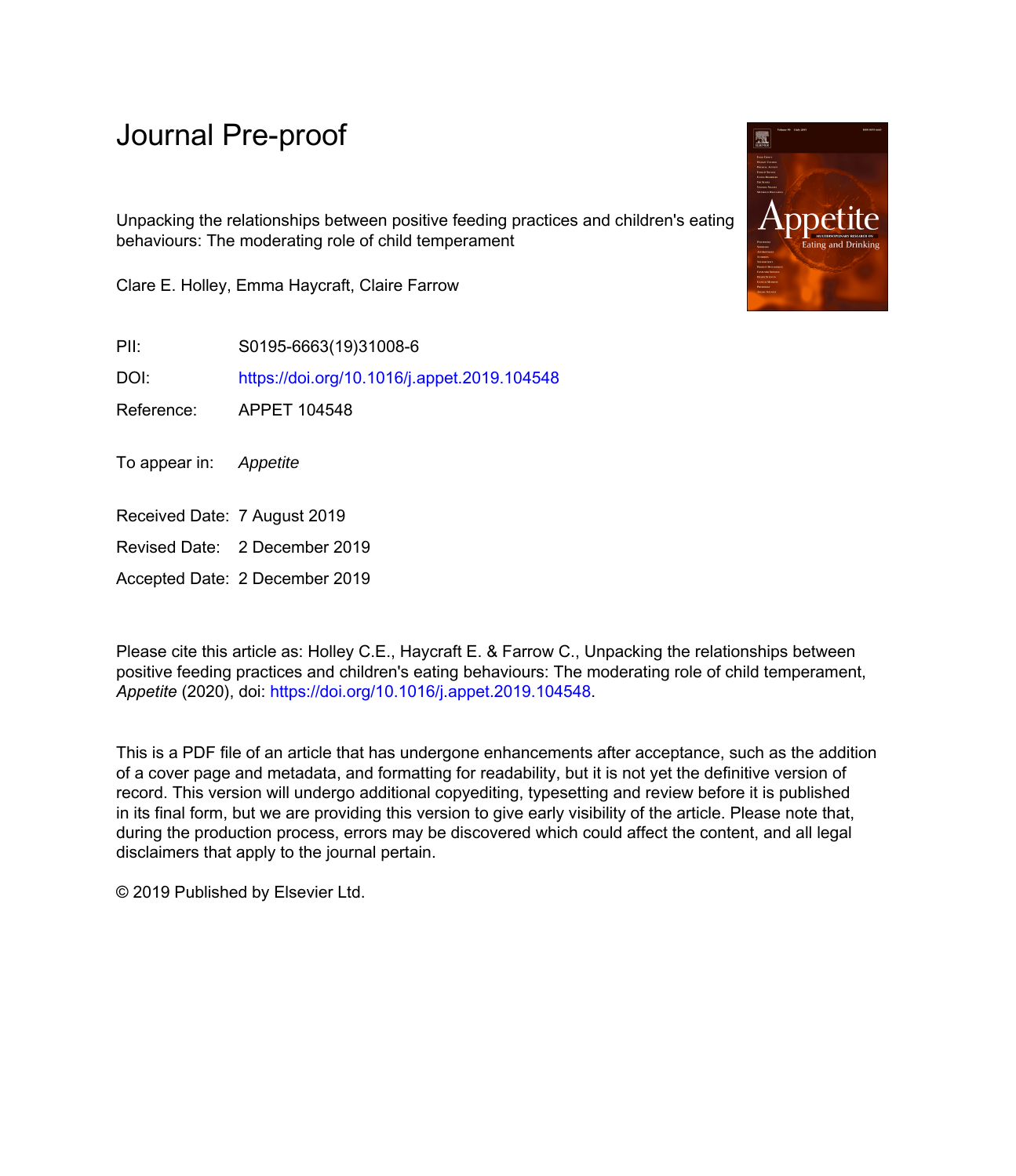# Journal Pre-proof

Unpacking the relationships between positive feeding practices and children's eating behaviours: The moderating role of child temperament

Clare E. Holley, Emma Haycraft, Claire Farrow

| | |
|---|---|
| PII: | S0195-6663(19)31008-6 |
| DOI: | https://doi.org/10.1016/j.appet.2019.104548 |
| Reference: | APPET 104548 |
| To appear in: | *Appetite* |
| Received Date: | 7 August 2019 |
| Revised Date: | 2 December 2019 |
| Accepted Date: | 2 December 2019 |

Please cite this article as: Holley C.E., Haycraft E. & Farrow C., Unpacking the relationships between positive feeding practices and children's eating behaviours: The moderating role of child temperament, *Appetite* (2020), doi: https://doi.org/10.1016/j.appet.2019.104548.

This is a PDF file of an article that has undergone enhancements after acceptance, such as the addition of a cover page and metadata, and formatting for readability, but it is not yet the definitive version of record. This version will undergo additional copyediting, typesetting and review before it is published in its final form, but we are providing this version to give early visibility of the article. Please note that, during the production process, errors may be discovered which could affect the content, and all legal disclaimers that apply to the journal pertain.

© 2019 Published by Elsevier Ltd.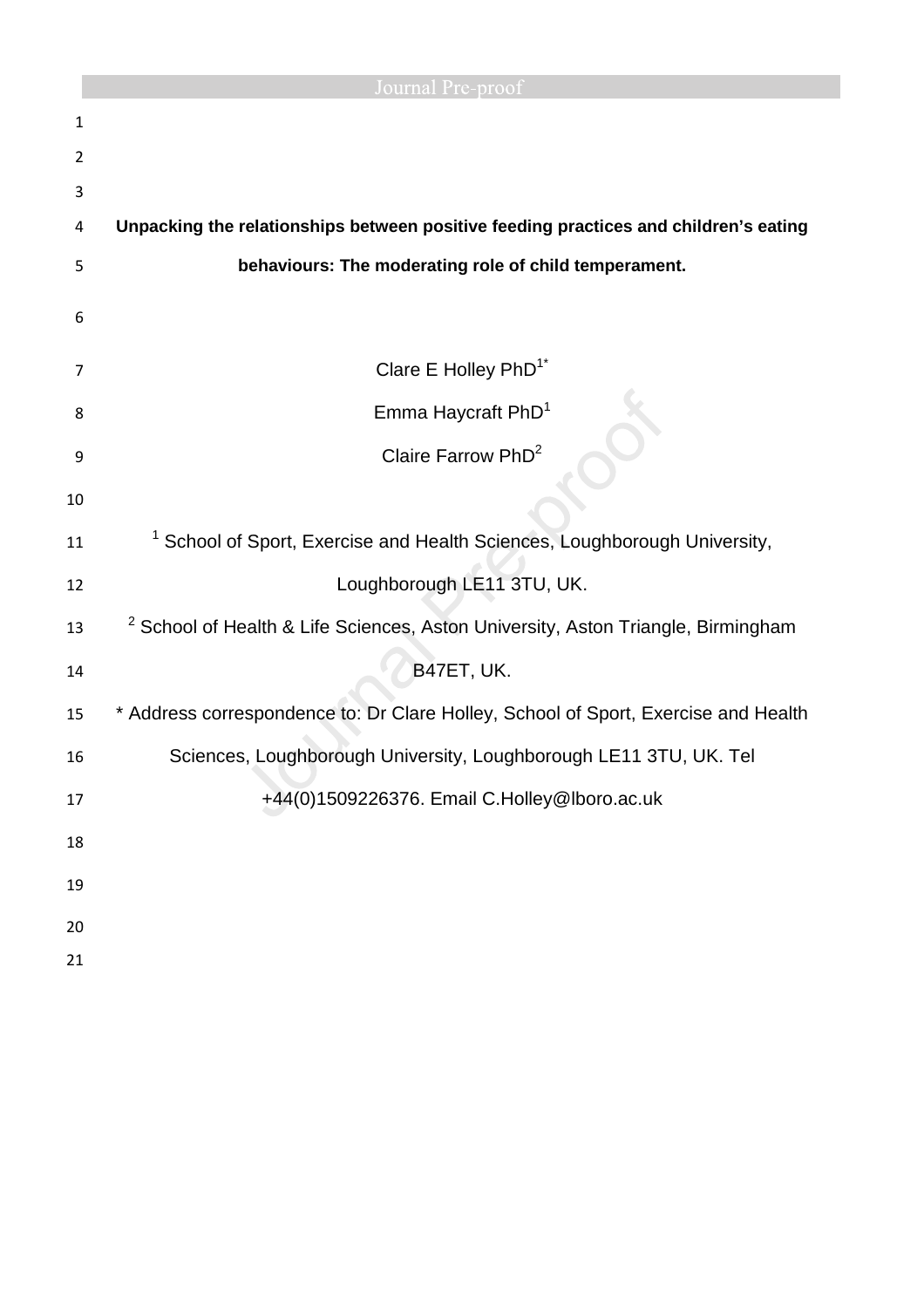# Unpacking the relationships between positive feeding practices and children's eating behaviours: The moderating role of child temperament.

Clare E Holley PhD[1*]

Emma Haycraft PhD[1]

Claire Farrow PhD[2]

[1] School of Sport, Exercise and Health Sciences, Loughborough University, Loughborough LE11 3TU, UK.

[2] School of Health & Life Sciences, Aston University, Aston Triangle, Birmingham B47ET, UK.

* Address correspondence to: Dr Clare Holley, School of Sport, Exercise and Health Sciences, Loughborough University, Loughborough LE11 3TU, UK. Tel +44(0)1509226376. Email C.Holley@lboro.ac.uk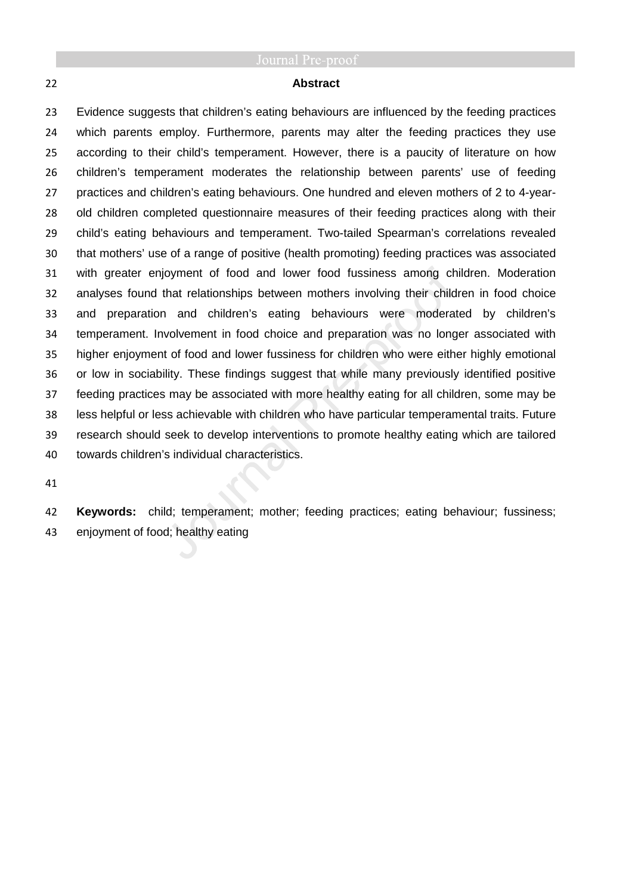## Abstract

Evidence suggests that children's eating behaviours are influenced by the feeding practices which parents employ. Furthermore, parents may alter the feeding practices they use according to their child's temperament. However, there is a paucity of literature on how children's temperament moderates the relationship between parents' use of feeding practices and children's eating behaviours. One hundred and eleven mothers of 2 to 4-year-old children completed questionnaire measures of their feeding practices along with their child's eating behaviours and temperament. Two-tailed Spearman's correlations revealed that mothers' use of a range of positive (health promoting) feeding practices was associated with greater enjoyment of food and lower food fussiness among children. Moderation analyses found that relationships between mothers involving their children in food choice and preparation and children's eating behaviours were moderated by children's temperament. Involvement in food choice and preparation was no longer associated with higher enjoyment of food and lower fussiness for children who were either highly emotional or low in sociability. These findings suggest that while many previously identified positive feeding practices may be associated with more healthy eating for all children, some may be less helpful or less achievable with children who have particular temperamental traits. Future research should seek to develop interventions to promote healthy eating which are tailored towards children's individual characteristics.

**Keywords:** child; temperament; mother; feeding practices; eating behaviour; fussiness; enjoyment of food; healthy eating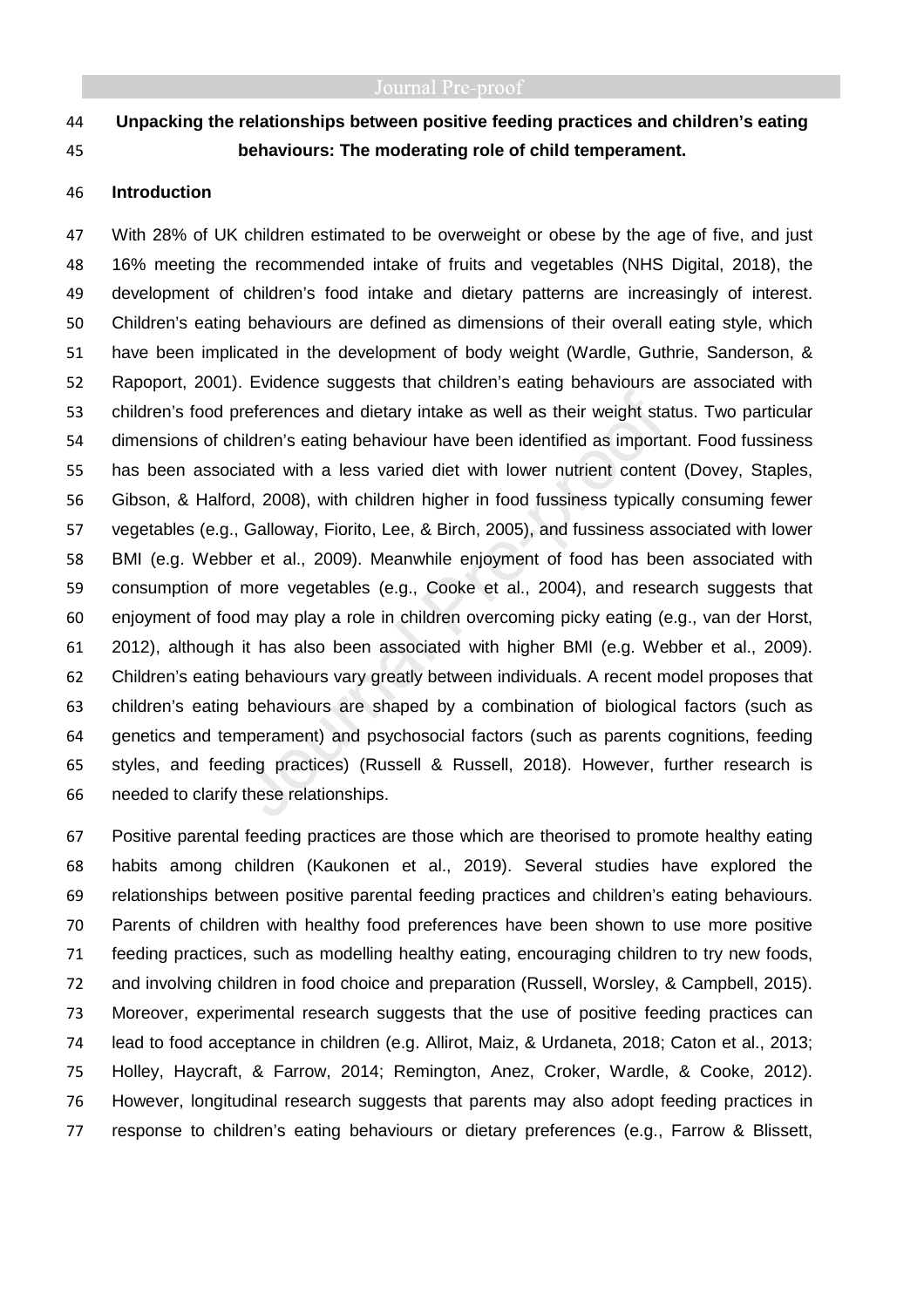**Unpacking the relationships between positive feeding practices and children's eating behaviours: The moderating role of child temperament.**

## Introduction

With 28% of UK children estimated to be overweight or obese by the age of five, and just 16% meeting the recommended intake of fruits and vegetables (NHS Digital, 2018), the development of children's food intake and dietary patterns are increasingly of interest. Children's eating behaviours are defined as dimensions of their overall eating style, which have been implicated in the development of body weight (Wardle, Guthrie, Sanderson, & Rapoport, 2001). Evidence suggests that children's eating behaviours are associated with children's food preferences and dietary intake as well as their weight status. Two particular dimensions of children's eating behaviour have been identified as important. Food fussiness has been associated with a less varied diet with lower nutrient content (Dovey, Staples, Gibson, & Halford, 2008), with children higher in food fussiness typically consuming fewer vegetables (e.g., Galloway, Fiorito, Lee, & Birch, 2005), and fussiness associated with lower BMI (e.g. Webber et al., 2009). Meanwhile enjoyment of food has been associated with consumption of more vegetables (e.g., Cooke et al., 2004), and research suggests that enjoyment of food may play a role in children overcoming picky eating (e.g., van der Horst, 2012), although it has also been associated with higher BMI (e.g. Webber et al., 2009). Children's eating behaviours vary greatly between individuals. A recent model proposes that children's eating behaviours are shaped by a combination of biological factors (such as genetics and temperament) and psychosocial factors (such as parents cognitions, feeding styles, and feeding practices) (Russell & Russell, 2018). However, further research is needed to clarify these relationships.

Positive parental feeding practices are those which are theorised to promote healthy eating habits among children (Kaukonen et al., 2019). Several studies have explored the relationships between positive parental feeding practices and children's eating behaviours. Parents of children with healthy food preferences have been shown to use more positive feeding practices, such as modelling healthy eating, encouraging children to try new foods, and involving children in food choice and preparation (Russell, Worsley, & Campbell, 2015). Moreover, experimental research suggests that the use of positive feeding practices can lead to food acceptance in children (e.g. Allirot, Maiz, & Urdaneta, 2018; Caton et al., 2013; Holley, Haycraft, & Farrow, 2014; Remington, Anez, Croker, Wardle, & Cooke, 2012). However, longitudinal research suggests that parents may also adopt feeding practices in response to children's eating behaviours or dietary preferences (e.g., Farrow & Blissett,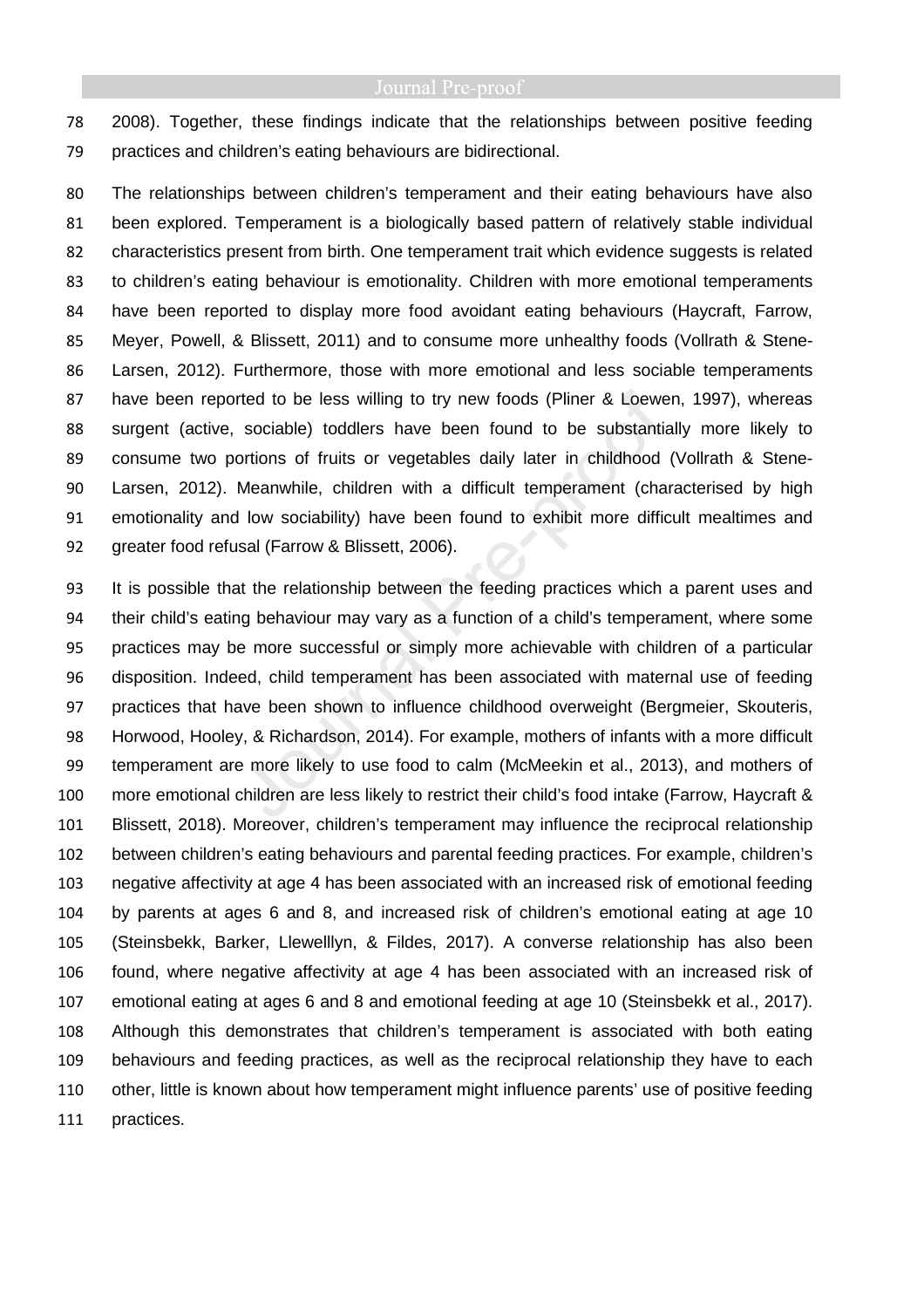2008). Together, these findings indicate that the relationships between positive feeding practices and children's eating behaviours are bidirectional.

The relationships between children's temperament and their eating behaviours have also been explored. Temperament is a biologically based pattern of relatively stable individual characteristics present from birth. One temperament trait which evidence suggests is related to children's eating behaviour is emotionality. Children with more emotional temperaments have been reported to display more food avoidant eating behaviours (Haycraft, Farrow, Meyer, Powell, & Blissett, 2011) and to consume more unhealthy foods (Vollrath & Stene-Larsen, 2012). Furthermore, those with more emotional and less sociable temperaments have been reported to be less willing to try new foods (Pliner & Loewen, 1997), whereas surgent (active, sociable) toddlers have been found to be substantially more likely to consume two portions of fruits or vegetables daily later in childhood (Vollrath & Stene-Larsen, 2012). Meanwhile, children with a difficult temperament (characterised by high emotionality and low sociability) have been found to exhibit more difficult mealtimes and greater food refusal (Farrow & Blissett, 2006).

It is possible that the relationship between the feeding practices which a parent uses and their child's eating behaviour may vary as a function of a child's temperament, where some practices may be more successful or simply more achievable with children of a particular disposition. Indeed, child temperament has been associated with maternal use of feeding practices that have been shown to influence childhood overweight (Bergmeier, Skouteris, Horwood, Hooley, & Richardson, 2014). For example, mothers of infants with a more difficult temperament are more likely to use food to calm (McMeekin et al., 2013), and mothers of more emotional children are less likely to restrict their child's food intake (Farrow, Haycraft & Blissett, 2018). Moreover, children's temperament may influence the reciprocal relationship between children's eating behaviours and parental feeding practices. For example, children's negative affectivity at age 4 has been associated with an increased risk of emotional feeding by parents at ages 6 and 8, and increased risk of children's emotional eating at age 10 (Steinsbekk, Barker, Llewelllyn, & Fildes, 2017). A converse relationship has also been found, where negative affectivity at age 4 has been associated with an increased risk of emotional eating at ages 6 and 8 and emotional feeding at age 10 (Steinsbekk et al., 2017). Although this demonstrates that children's temperament is associated with both eating behaviours and feeding practices, as well as the reciprocal relationship they have to each other, little is known about how temperament might influence parents' use of positive feeding practices.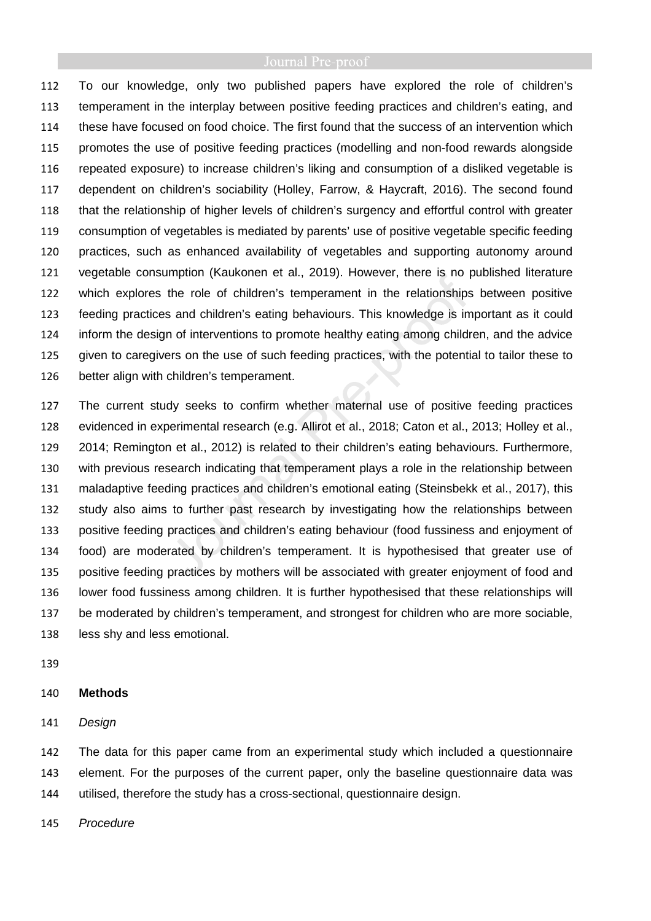To our knowledge, only two published papers have explored the role of children's temperament in the interplay between positive feeding practices and children's eating, and these have focused on food choice. The first found that the success of an intervention which promotes the use of positive feeding practices (modelling and non-food rewards alongside repeated exposure) to increase children's liking and consumption of a disliked vegetable is dependent on children's sociability (Holley, Farrow, & Haycraft, 2016). The second found that the relationship of higher levels of children's surgency and effortful control with greater consumption of vegetables is mediated by parents' use of positive vegetable specific feeding practices, such as enhanced availability of vegetables and supporting autonomy around vegetable consumption (Kaukonen et al., 2019). However, there is no published literature which explores the role of children's temperament in the relationships between positive feeding practices and children's eating behaviours. This knowledge is important as it could inform the design of interventions to promote healthy eating among children, and the advice given to caregivers on the use of such feeding practices, with the potential to tailor these to better align with children's temperament.

The current study seeks to confirm whether maternal use of positive feeding practices evidenced in experimental research (e.g. Allirot et al., 2018; Caton et al., 2013; Holley et al., 2014; Remington et al., 2012) is related to their children's eating behaviours. Furthermore, with previous research indicating that temperament plays a role in the relationship between maladaptive feeding practices and children's emotional eating (Steinsbekk et al., 2017), this study also aims to further past research by investigating how the relationships between positive feeding practices and children's eating behaviour (food fussiness and enjoyment of food) are moderated by children's temperament. It is hypothesised that greater use of positive feeding practices by mothers will be associated with greater enjoyment of food and lower food fussiness among children. It is further hypothesised that these relationships will be moderated by children's temperament, and strongest for children who are more sociable, less shy and less emotional.

## Methods

*Design*

The data for this paper came from an experimental study which included a questionnaire element. For the purposes of the current paper, only the baseline questionnaire data was utilised, therefore the study has a cross-sectional, questionnaire design.

*Procedure*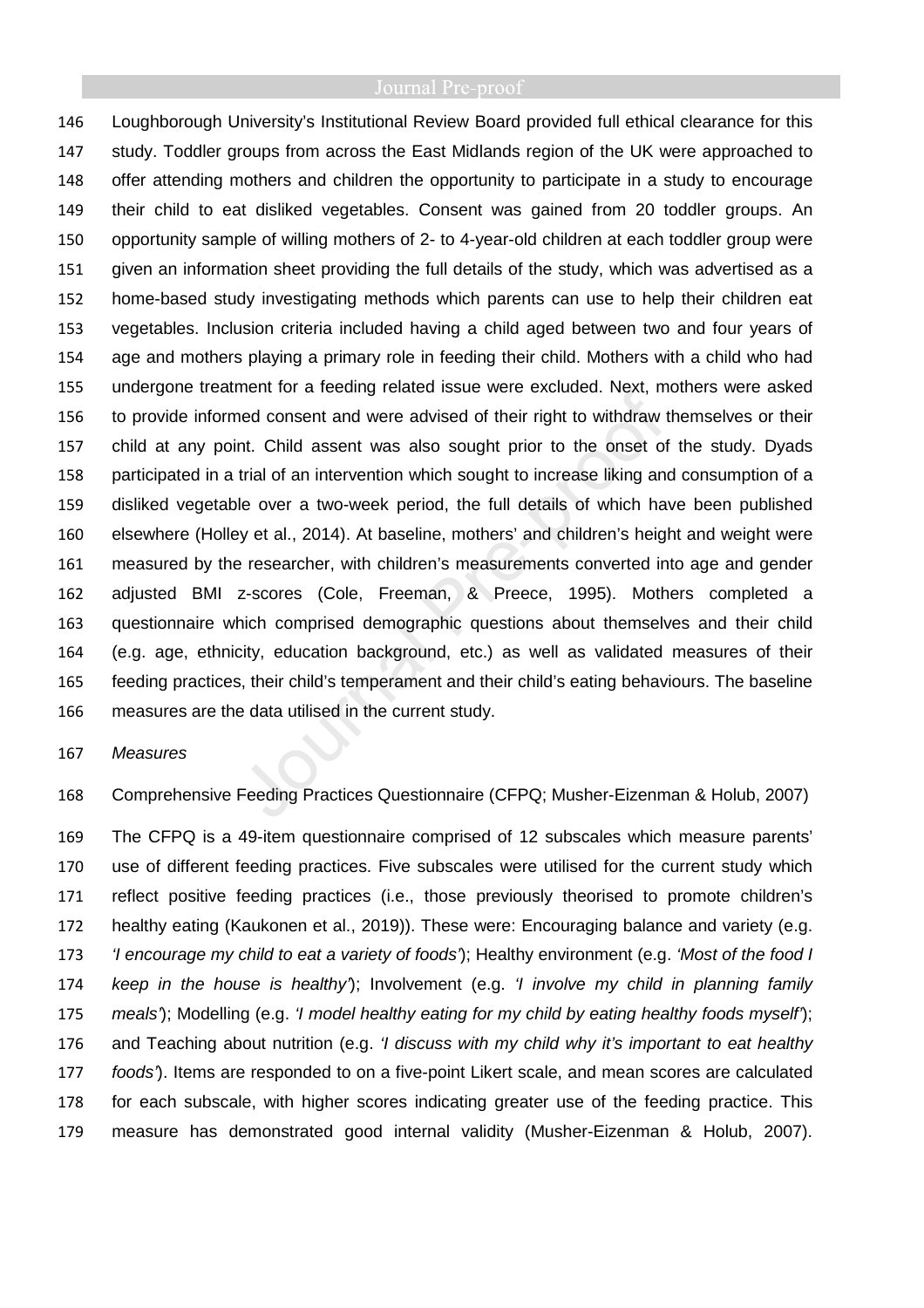Loughborough University's Institutional Review Board provided full ethical clearance for this study. Toddler groups from across the East Midlands region of the UK were approached to offer attending mothers and children the opportunity to participate in a study to encourage their child to eat disliked vegetables. Consent was gained from 20 toddler groups. An opportunity sample of willing mothers of 2- to 4-year-old children at each toddler group were given an information sheet providing the full details of the study, which was advertised as a home-based study investigating methods which parents can use to help their children eat vegetables. Inclusion criteria included having a child aged between two and four years of age and mothers playing a primary role in feeding their child. Mothers with a child who had undergone treatment for a feeding related issue were excluded. Next, mothers were asked to provide informed consent and were advised of their right to withdraw themselves or their child at any point. Child assent was also sought prior to the onset of the study. Dyads participated in a trial of an intervention which sought to increase liking and consumption of a disliked vegetable over a two-week period, the full details of which have been published elsewhere (Holley et al., 2014). At baseline, mothers' and children's height and weight were measured by the researcher, with children's measurements converted into age and gender adjusted BMI z-scores (Cole, Freeman, & Preece, 1995). Mothers completed a questionnaire which comprised demographic questions about themselves and their child (e.g. age, ethnicity, education background, etc.) as well as validated measures of their feeding practices, their child's temperament and their child's eating behaviours. The baseline measures are the data utilised in the current study.

*Measures*

Comprehensive Feeding Practices Questionnaire (CFPQ; Musher-Eizenman & Holub, 2007)

The CFPQ is a 49-item questionnaire comprised of 12 subscales which measure parents' use of different feeding practices. Five subscales were utilised for the current study which reflect positive feeding practices (i.e., those previously theorised to promote children's healthy eating (Kaukonen et al., 2019)). These were: Encouraging balance and variety (e.g. *'I encourage my child to eat a variety of foods'*); Healthy environment (e.g. *'Most of the food I keep in the house is healthy'*); Involvement (e.g. *'I involve my child in planning family meals'*); Modelling (e.g. *'I model healthy eating for my child by eating healthy foods myself'*); and Teaching about nutrition (e.g. *'I discuss with my child why it's important to eat healthy foods'*). Items are responded to on a five-point Likert scale, and mean scores are calculated for each subscale, with higher scores indicating greater use of the feeding practice. This measure has demonstrated good internal validity (Musher-Eizenman & Holub, 2007).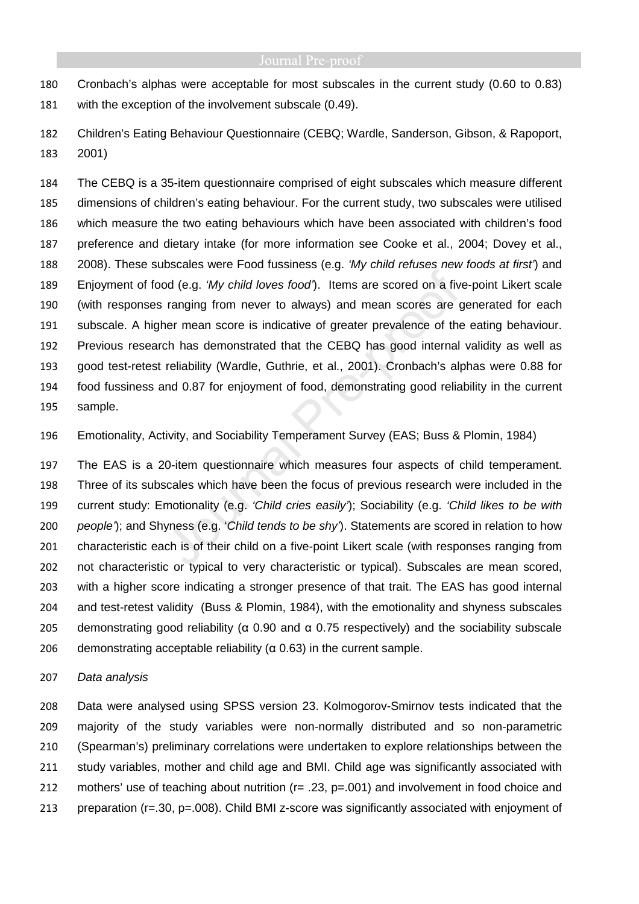Cronbach's alphas were acceptable for most subscales in the current study (0.60 to 0.83) with the exception of the involvement subscale (0.49).

Children's Eating Behaviour Questionnaire (CEBQ; Wardle, Sanderson, Gibson, & Rapoport, 2001)

The CEBQ is a 35-item questionnaire comprised of eight subscales which measure different dimensions of children's eating behaviour. For the current study, two subscales were utilised which measure the two eating behaviours which have been associated with children's food preference and dietary intake (for more information see Cooke et al., 2004; Dovey et al., 2008). These subscales were Food fussiness (e.g. *'My child refuses new foods at first'*) and Enjoyment of food (e.g. *'My child loves food'*). Items are scored on a five-point Likert scale (with responses ranging from never to always) and mean scores are generated for each subscale. A higher mean score is indicative of greater prevalence of the eating behaviour. Previous research has demonstrated that the CEBQ has good internal validity as well as good test-retest reliability (Wardle, Guthrie, et al., 2001). Cronbach's alphas were 0.88 for food fussiness and 0.87 for enjoyment of food, demonstrating good reliability in the current sample.

Emotionality, Activity, and Sociability Temperament Survey (EAS; Buss & Plomin, 1984)

The EAS is a 20-item questionnaire which measures four aspects of child temperament. Three of its subscales which have been the focus of previous research were included in the current study: Emotionality (e.g. *'Child cries easily'*); Sociability (e.g. *'Child likes to be with people'*); and Shyness (e.g. '*Child tends to be shy'*). Statements are scored in relation to how characteristic each is of their child on a five-point Likert scale (with responses ranging from not characteristic or typical to very characteristic or typical). Subscales are mean scored, with a higher score indicating a stronger presence of that trait. The EAS has good internal and test-retest validity (Buss & Plomin, 1984), with the emotionality and shyness subscales demonstrating good reliability (α 0.90 and α 0.75 respectively) and the sociability subscale demonstrating acceptable reliability (α 0.63) in the current sample.

*Data analysis*

Data were analysed using SPSS version 23. Kolmogorov-Smirnov tests indicated that the majority of the study variables were non-normally distributed and so non-parametric (Spearman's) preliminary correlations were undertaken to explore relationships between the study variables, mother and child age and BMI. Child age was significantly associated with mothers' use of teaching about nutrition ($r = .23$, $p = .001$) and involvement in food choice and preparation ($r = .30$, $p = .008$). Child BMI z-score was significantly associated with enjoyment of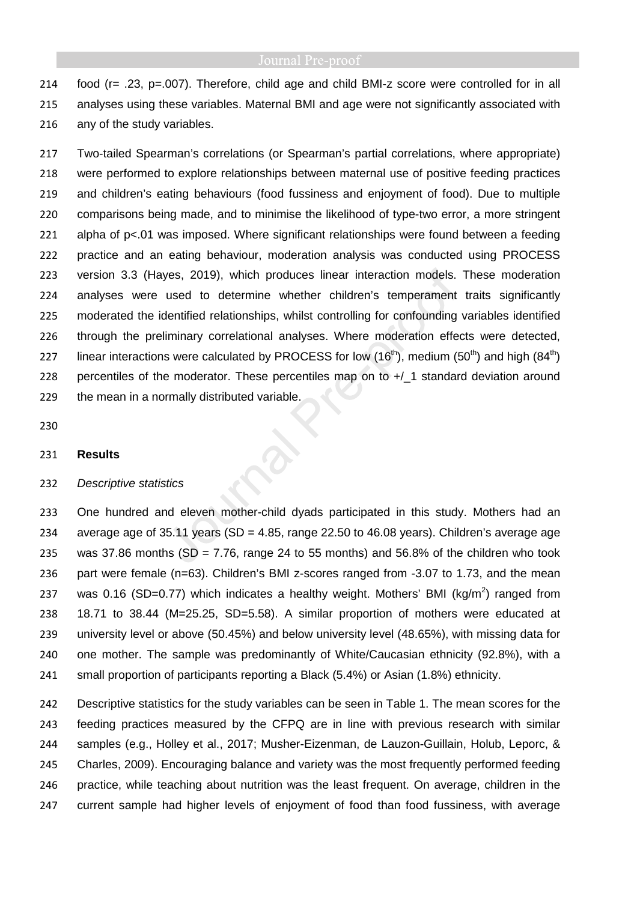food (r= .23, p=.007). Therefore, child age and child BMI-z score were controlled for in all analyses using these variables. Maternal BMI and age were not significantly associated with any of the study variables.

Two-tailed Spearman's correlations (or Spearman's partial correlations, where appropriate) were performed to explore relationships between maternal use of positive feeding practices and children's eating behaviours (food fussiness and enjoyment of food). Due to multiple comparisons being made, and to minimise the likelihood of type-two error, a more stringent alpha of p<.01 was imposed. Where significant relationships were found between a feeding practice and an eating behaviour, moderation analysis was conducted using PROCESS version 3.3 (Hayes, 2019), which produces linear interaction models. These moderation analyses were used to determine whether children's temperament traits significantly moderated the identified relationships, whilst controlling for confounding variables identified through the preliminary correlational analyses. Where moderation effects were detected, linear interactions were calculated by PROCESS for low ($16^{th}$), medium ($50^{th}$) and high ($84^{th}$) percentiles of the moderator. These percentiles map on to +/_1 standard deviation around the mean in a normally distributed variable.

## Results

*Descriptive statistics*

One hundred and eleven mother-child dyads participated in this study. Mothers had an average age of 35.11 years (SD = 4.85, range 22.50 to 46.08 years). Children's average age was 37.86 months (SD = 7.76, range 24 to 55 months) and 56.8% of the children who took part were female (n=63). Children's BMI z-scores ranged from -3.07 to 1.73, and the mean was 0.16 (SD=0.77) which indicates a healthy weight. Mothers' BMI (kg/$m^2$) ranged from 18.71 to 38.44 (M=25.25, SD=5.58). A similar proportion of mothers were educated at university level or above (50.45%) and below university level (48.65%), with missing data for one mother. The sample was predominantly of White/Caucasian ethnicity (92.8%), with a small proportion of participants reporting a Black (5.4%) or Asian (1.8%) ethnicity.

Descriptive statistics for the study variables can be seen in Table 1. The mean scores for the feeding practices measured by the CFPQ are in line with previous research with similar samples (e.g., Holley et al., 2017; Musher-Eizenman, de Lauzon-Guillain, Holub, Leporc, & Charles, 2009). Encouraging balance and variety was the most frequently performed feeding practice, while teaching about nutrition was the least frequent. On average, children in the current sample had higher levels of enjoyment of food than food fussiness, with average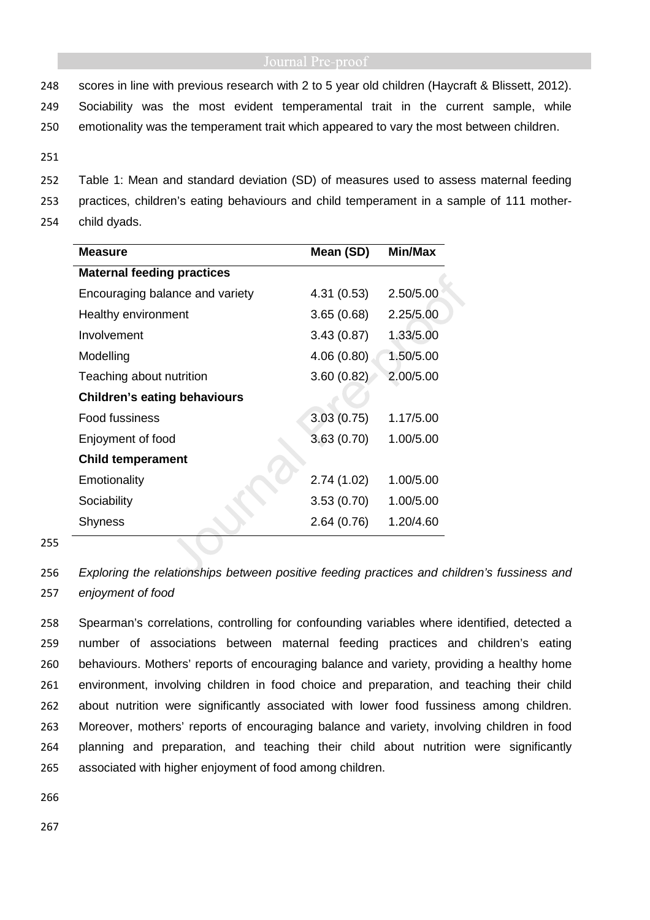scores in line with previous research with 2 to 5 year old children (Haycraft & Blissett, 2012). Sociability was the most evident temperamental trait in the current sample, while emotionality was the temperament trait which appeared to vary the most between children.

Table 1: Mean and standard deviation (SD) of measures used to assess maternal feeding practices, children's eating behaviours and child temperament in a sample of 111 mother-child dyads.

| Measure | Mean (SD) | Min/Max |
|---|---|---|
| **Maternal feeding practices** | | |
| Encouraging balance and variety | 4.31 (0.53) | 2.50/5.00 |
| Healthy environment | 3.65 (0.68) | 2.25/5.00 |
| Involvement | 3.43 (0.87) | 1.33/5.00 |
| Modelling | 4.06 (0.80) | 1.50/5.00 |
| Teaching about nutrition | 3.60 (0.82) | 2.00/5.00 |
| **Children's eating behaviours** | | |
| Food fussiness | 3.03 (0.75) | 1.17/5.00 |
| Enjoyment of food | 3.63 (0.70) | 1.00/5.00 |
| **Child temperament** | | |
| Emotionality | 2.74 (1.02) | 1.00/5.00 |
| Sociability | 3.53 (0.70) | 1.00/5.00 |
| Shyness | 2.64 (0.76) | 1.20/4.60 |

*Exploring the relationships between positive feeding practices and children's fussiness and enjoyment of food*

Spearman's correlations, controlling for confounding variables where identified, detected a number of associations between maternal feeding practices and children's eating behaviours. Mothers' reports of encouraging balance and variety, providing a healthy home environment, involving children in food choice and preparation, and teaching their child about nutrition were significantly associated with lower food fussiness among children. Moreover, mothers' reports of encouraging balance and variety, involving children in food planning and preparation, and teaching their child about nutrition were significantly associated with higher enjoyment of food among children.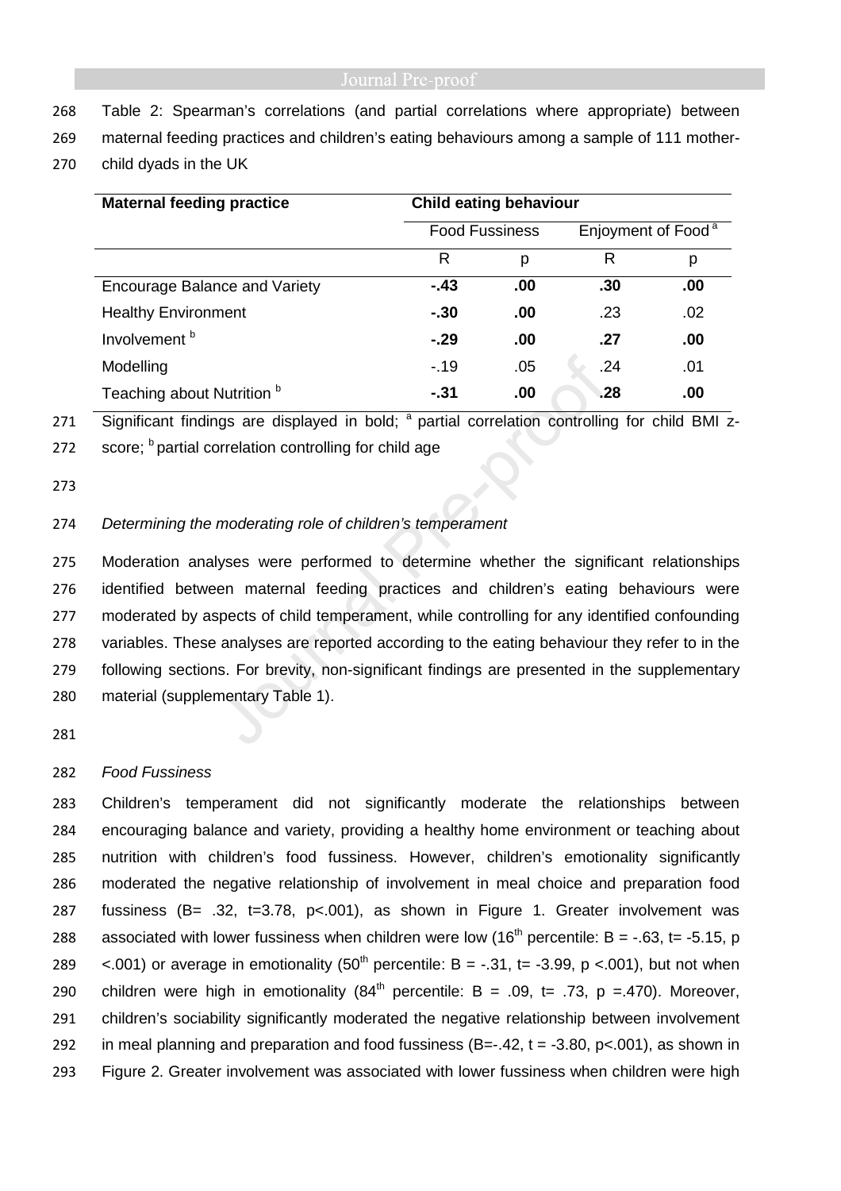Table 2: Spearman's correlations (and partial correlations where appropriate) between maternal feeding practices and children's eating behaviours among a sample of 111 mother-child dyads in the UK

| Maternal feeding practice | Child eating behaviour | | | |
|---|---|---|---|---|
| | Food Fussiness | | Enjoyment of Food [a] | |
| | R | p | R | p |
| Encourage Balance and Variety | **-.43** | **.00** | **.30** | **.00** |
| Healthy Environment | **-.30** | **.00** | .23 | .02 |
| Involvement [b] | **-.29** | **.00** | **.27** | **.00** |
| Modelling | -.19 | .05 | .24 | .01 |
| Teaching about Nutrition [b] | **-.31** | **.00** | **.28** | **.00** |

Significant findings are displayed in bold; [a] partial correlation controlling for child BMI z-score; [b] partial correlation controlling for child age

*Determining the moderating role of children's temperament*

Moderation analyses were performed to determine whether the significant relationships identified between maternal feeding practices and children's eating behaviours were moderated by aspects of child temperament, while controlling for any identified confounding variables. These analyses are reported according to the eating behaviour they refer to in the following sections. For brevity, non-significant findings are presented in the supplementary material (supplementary Table 1).

*Food Fussiness*

Children's temperament did not significantly moderate the relationships between encouraging balance and variety, providing a healthy home environment or teaching about nutrition with children's food fussiness. However, children's emotionality significantly moderated the negative relationship of involvement in meal choice and preparation food fussiness ($B = .32$, $t = 3.78$, $p < .001$), as shown in Figure 1. Greater involvement was associated with lower fussiness when children were low (16th percentile: $B = -.63$, $t = -5.15$, $p < .001$) or average in emotionality (50th percentile: $B = -.31$, $t = -3.99$, $p < .001$), but not when children were high in emotionality (84th percentile: $B = .09$, $t = .73$, $p = .470$). Moreover, children's sociability significantly moderated the negative relationship between involvement in meal planning and preparation and food fussiness ($B = -.42$, $t = -3.80$, $p < .001$), as shown in Figure 2. Greater involvement was associated with lower fussiness when children were high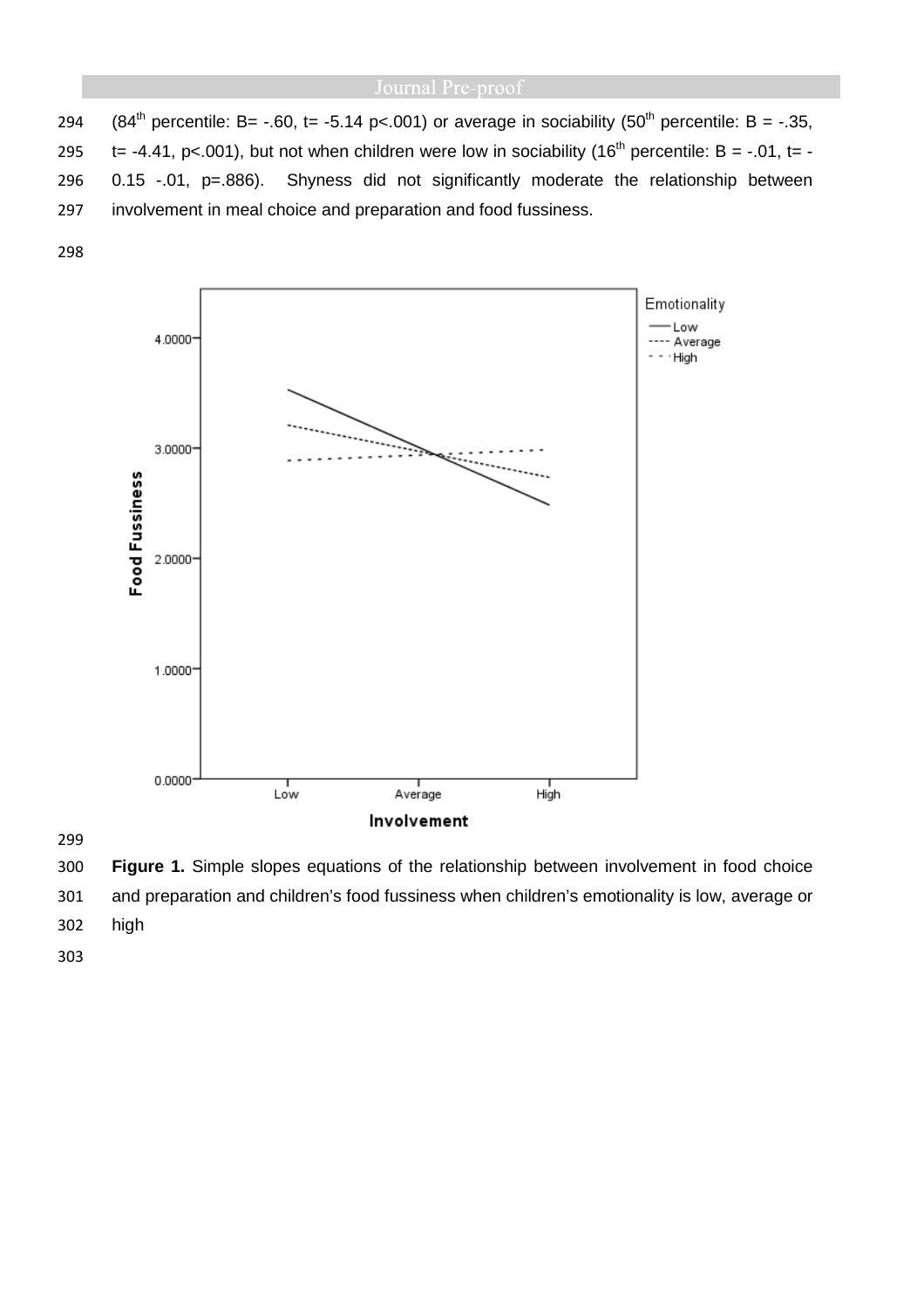(84th percentile: B= -.60, t= -5.14 p<.001) or average in sociability (50th percentile: B = -.35, t= -4.41, p<.001), but not when children were low in sociability (16th percentile: B = -.01, t= -0.15 -.01, p=.886). Shyness did not significantly moderate the relationship between involvement in meal choice and preparation and food fussiness.

**Figure 1.** Simple slopes equations of the relationship between involvement in food choice and preparation and children's food fussiness when children's emotionality is low, average or high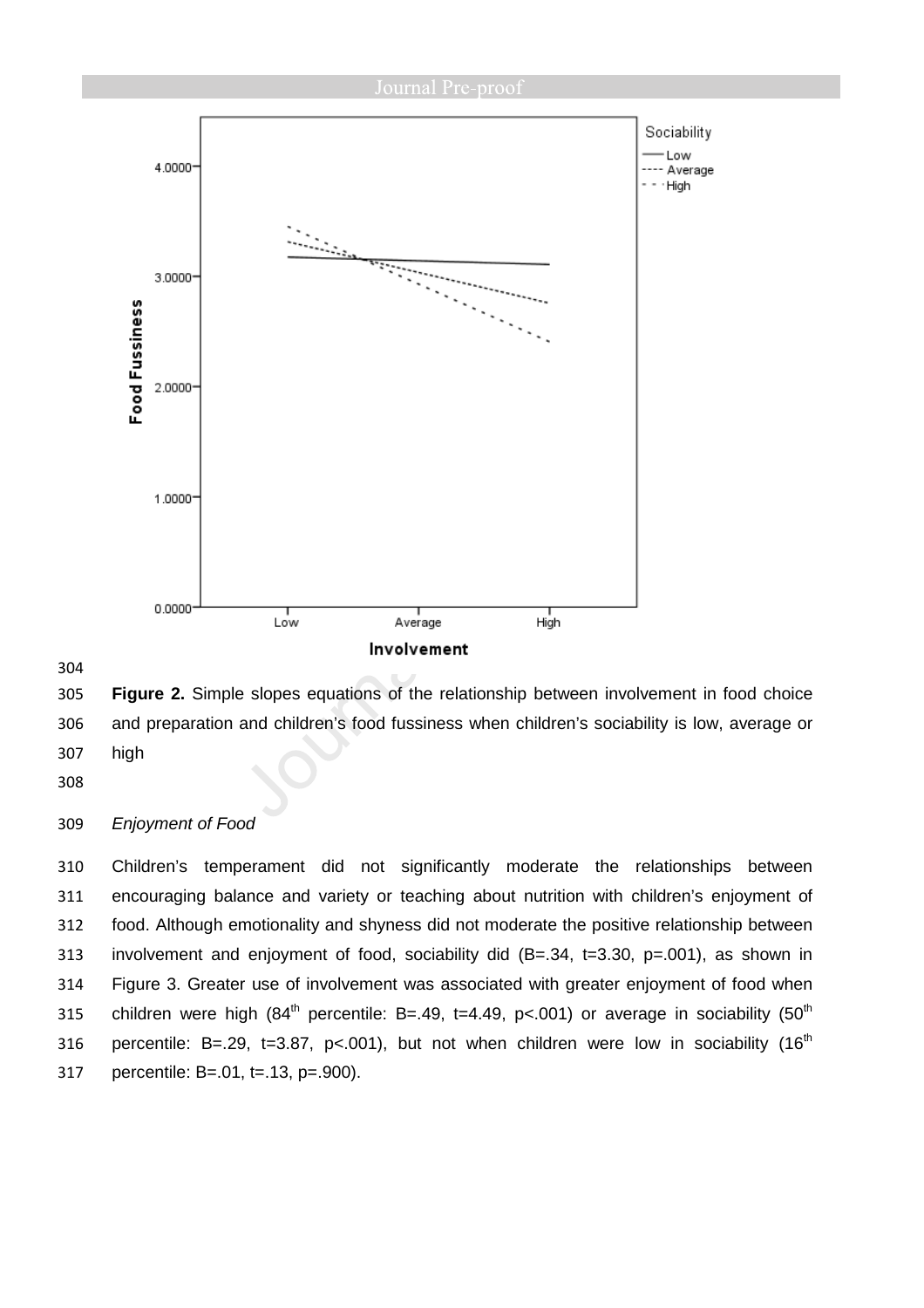**Figure 2.** Simple slopes equations of the relationship between involvement in food choice and preparation and children's food fussiness when children's sociability is low, average or high

*Enjoyment of Food*

Children's temperament did not significantly moderate the relationships between encouraging balance and variety or teaching about nutrition with children's enjoyment of food. Although emotionality and shyness did not moderate the positive relationship between involvement and enjoyment of food, sociability did (B=.34, t=3.30, p=.001), as shown in Figure 3. Greater use of involvement was associated with greater enjoyment of food when children were high ($84^{th}$ percentile: B=.49, t=4.49, p<.001) or average in sociability ($50^{th}$ percentile: B=.29, t=3.87, p<.001), but not when children were low in sociability ($16^{th}$ percentile: B=.01, t=.13, p=.900).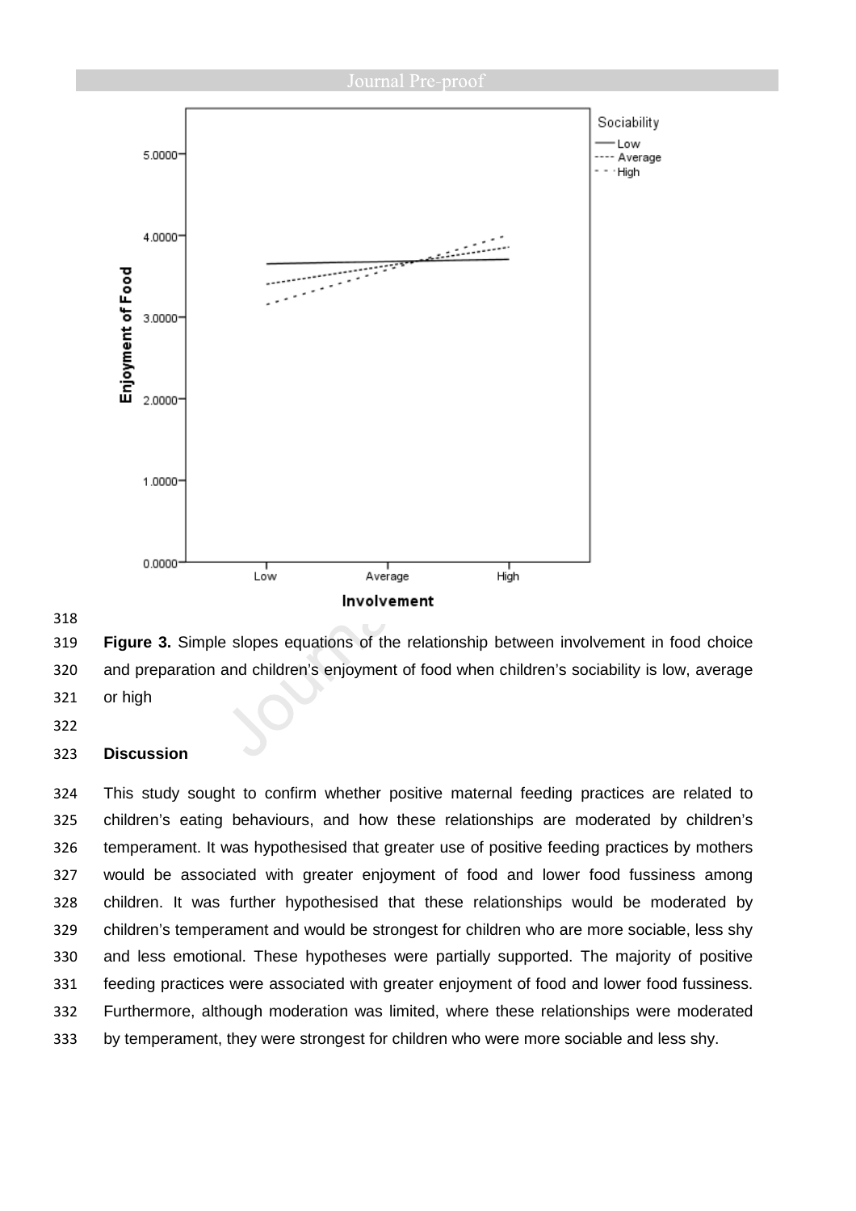**Figure 3.** Simple slopes equations of the relationship between involvement in food choice and preparation and children's enjoyment of food when children's sociability is low, average or high

## Discussion

This study sought to confirm whether positive maternal feeding practices are related to children's eating behaviours, and how these relationships are moderated by children's temperament. It was hypothesised that greater use of positive feeding practices by mothers would be associated with greater enjoyment of food and lower food fussiness among children. It was further hypothesised that these relationships would be moderated by children's temperament and would be strongest for children who are more sociable, less shy and less emotional. These hypotheses were partially supported. The majority of positive feeding practices were associated with greater enjoyment of food and lower food fussiness. Furthermore, although moderation was limited, where these relationships were moderated by temperament, they were strongest for children who were more sociable and less shy.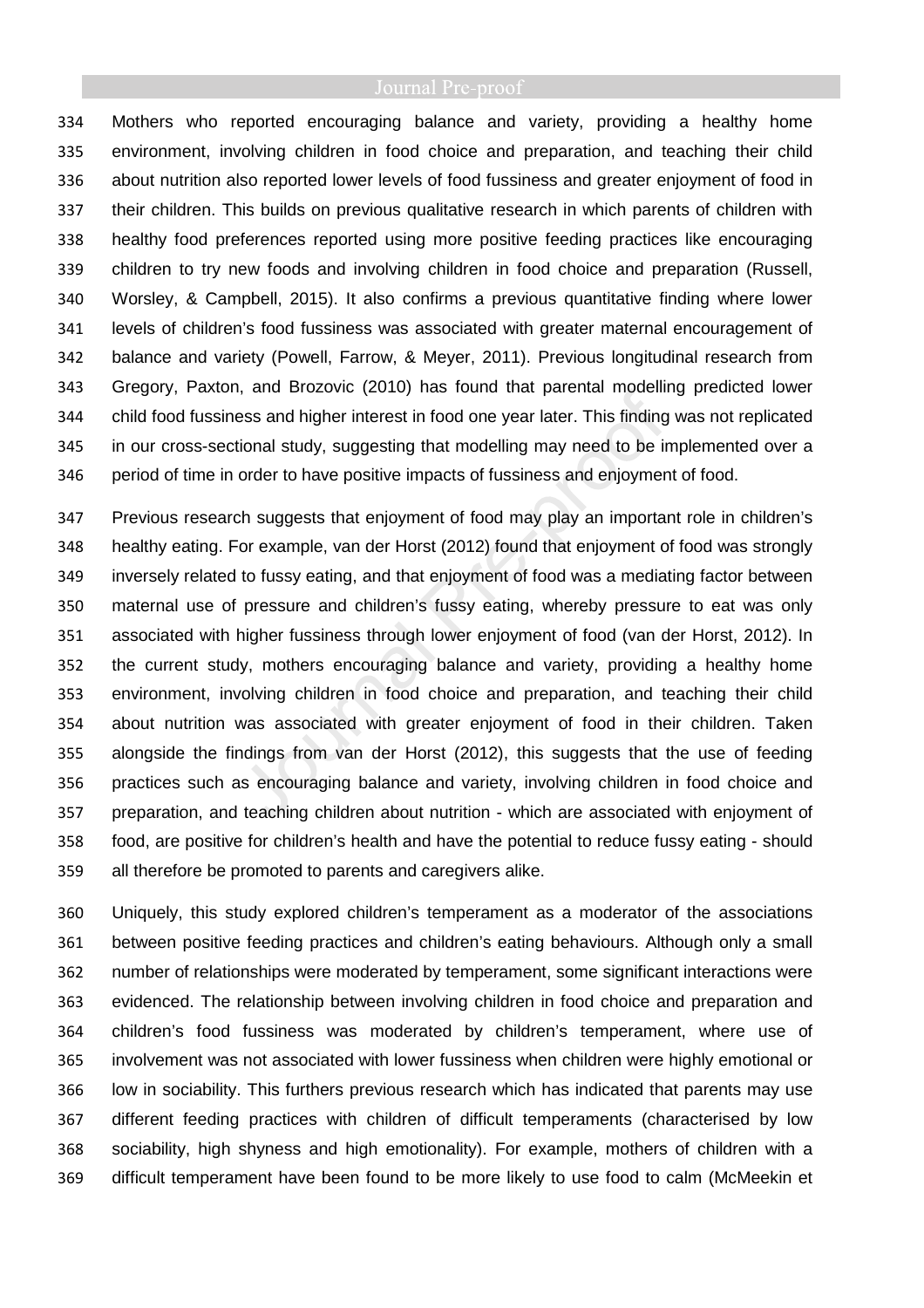Mothers who reported encouraging balance and variety, providing a healthy home environment, involving children in food choice and preparation, and teaching their child about nutrition also reported lower levels of food fussiness and greater enjoyment of food in their children. This builds on previous qualitative research in which parents of children with healthy food preferences reported using more positive feeding practices like encouraging children to try new foods and involving children in food choice and preparation (Russell, Worsley, & Campbell, 2015). It also confirms a previous quantitative finding where lower levels of children's food fussiness was associated with greater maternal encouragement of balance and variety (Powell, Farrow, & Meyer, 2011). Previous longitudinal research from Gregory, Paxton, and Brozovic (2010) has found that parental modelling predicted lower child food fussiness and higher interest in food one year later. This finding was not replicated in our cross-sectional study, suggesting that modelling may need to be implemented over a period of time in order to have positive impacts of fussiness and enjoyment of food.

Previous research suggests that enjoyment of food may play an important role in children's healthy eating. For example, van der Horst (2012) found that enjoyment of food was strongly inversely related to fussy eating, and that enjoyment of food was a mediating factor between maternal use of pressure and children's fussy eating, whereby pressure to eat was only associated with higher fussiness through lower enjoyment of food (van der Horst, 2012). In the current study, mothers encouraging balance and variety, providing a healthy home environment, involving children in food choice and preparation, and teaching their child about nutrition was associated with greater enjoyment of food in their children. Taken alongside the findings from van der Horst (2012), this suggests that the use of feeding practices such as encouraging balance and variety, involving children in food choice and preparation, and teaching children about nutrition - which are associated with enjoyment of food, are positive for children's health and have the potential to reduce fussy eating - should all therefore be promoted to parents and caregivers alike.

Uniquely, this study explored children's temperament as a moderator of the associations between positive feeding practices and children's eating behaviours. Although only a small number of relationships were moderated by temperament, some significant interactions were evidenced. The relationship between involving children in food choice and preparation and children's food fussiness was moderated by children's temperament, where use of involvement was not associated with lower fussiness when children were highly emotional or low in sociability. This furthers previous research which has indicated that parents may use different feeding practices with children of difficult temperaments (characterised by low sociability, high shyness and high emotionality). For example, mothers of children with a difficult temperament have been found to be more likely to use food to calm (McMeekin et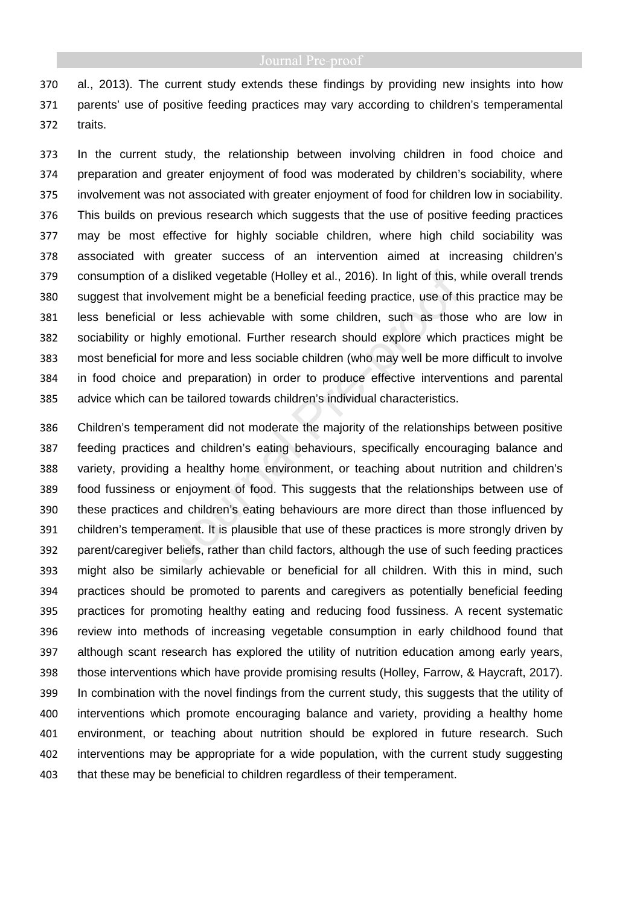al., 2013). The current study extends these findings by providing new insights into how parents' use of positive feeding practices may vary according to children's temperamental traits.

In the current study, the relationship between involving children in food choice and preparation and greater enjoyment of food was moderated by children's sociability, where involvement was not associated with greater enjoyment of food for children low in sociability. This builds on previous research which suggests that the use of positive feeding practices may be most effective for highly sociable children, where high child sociability was associated with greater success of an intervention aimed at increasing children's consumption of a disliked vegetable (Holley et al., 2016). In light of this, while overall trends suggest that involvement might be a beneficial feeding practice, use of this practice may be less beneficial or less achievable with some children, such as those who are low in sociability or highly emotional. Further research should explore which practices might be most beneficial for more and less sociable children (who may well be more difficult to involve in food choice and preparation) in order to produce effective interventions and parental advice which can be tailored towards children's individual characteristics.

Children's temperament did not moderate the majority of the relationships between positive feeding practices and children's eating behaviours, specifically encouraging balance and variety, providing a healthy home environment, or teaching about nutrition and children's food fussiness or enjoyment of food. This suggests that the relationships between use of these practices and children's eating behaviours are more direct than those influenced by children's temperament. It is plausible that use of these practices is more strongly driven by parent/caregiver beliefs, rather than child factors, although the use of such feeding practices might also be similarly achievable or beneficial for all children. With this in mind, such practices should be promoted to parents and caregivers as potentially beneficial feeding practices for promoting healthy eating and reducing food fussiness. A recent systematic review into methods of increasing vegetable consumption in early childhood found that although scant research has explored the utility of nutrition education among early years, those interventions which have provide promising results (Holley, Farrow, & Haycraft, 2017). In combination with the novel findings from the current study, this suggests that the utility of interventions which promote encouraging balance and variety, providing a healthy home environment, or teaching about nutrition should be explored in future research. Such interventions may be appropriate for a wide population, with the current study suggesting that these may be beneficial to children regardless of their temperament.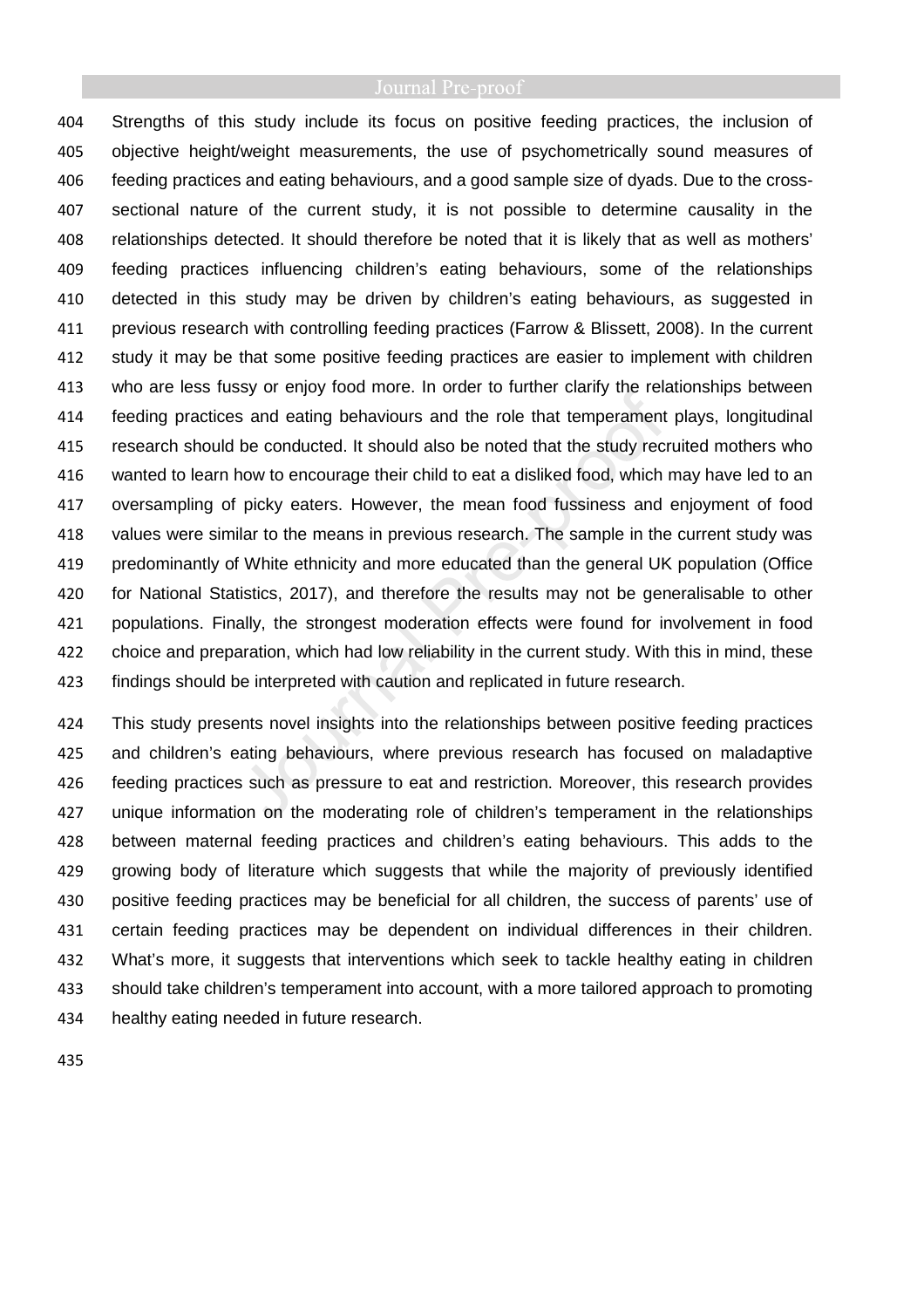Strengths of this study include its focus on positive feeding practices, the inclusion of objective height/weight measurements, the use of psychometrically sound measures of feeding practices and eating behaviours, and a good sample size of dyads. Due to the cross-sectional nature of the current study, it is not possible to determine causality in the relationships detected. It should therefore be noted that it is likely that as well as mothers' feeding practices influencing children's eating behaviours, some of the relationships detected in this study may be driven by children's eating behaviours, as suggested in previous research with controlling feeding practices (Farrow & Blissett, 2008). In the current study it may be that some positive feeding practices are easier to implement with children who are less fussy or enjoy food more. In order to further clarify the relationships between feeding practices and eating behaviours and the role that temperament plays, longitudinal research should be conducted. It should also be noted that the study recruited mothers who wanted to learn how to encourage their child to eat a disliked food, which may have led to an oversampling of picky eaters. However, the mean food fussiness and enjoyment of food values were similar to the means in previous research. The sample in the current study was predominantly of White ethnicity and more educated than the general UK population (Office for National Statistics, 2017), and therefore the results may not be generalisable to other populations. Finally, the strongest moderation effects were found for involvement in food choice and preparation, which had low reliability in the current study. With this in mind, these findings should be interpreted with caution and replicated in future research.

This study presents novel insights into the relationships between positive feeding practices and children's eating behaviours, where previous research has focused on maladaptive feeding practices such as pressure to eat and restriction. Moreover, this research provides unique information on the moderating role of children's temperament in the relationships between maternal feeding practices and children's eating behaviours. This adds to the growing body of literature which suggests that while the majority of previously identified positive feeding practices may be beneficial for all children, the success of parents' use of certain feeding practices may be dependent on individual differences in their children. What's more, it suggests that interventions which seek to tackle healthy eating in children should take children's temperament into account, with a more tailored approach to promoting healthy eating needed in future research.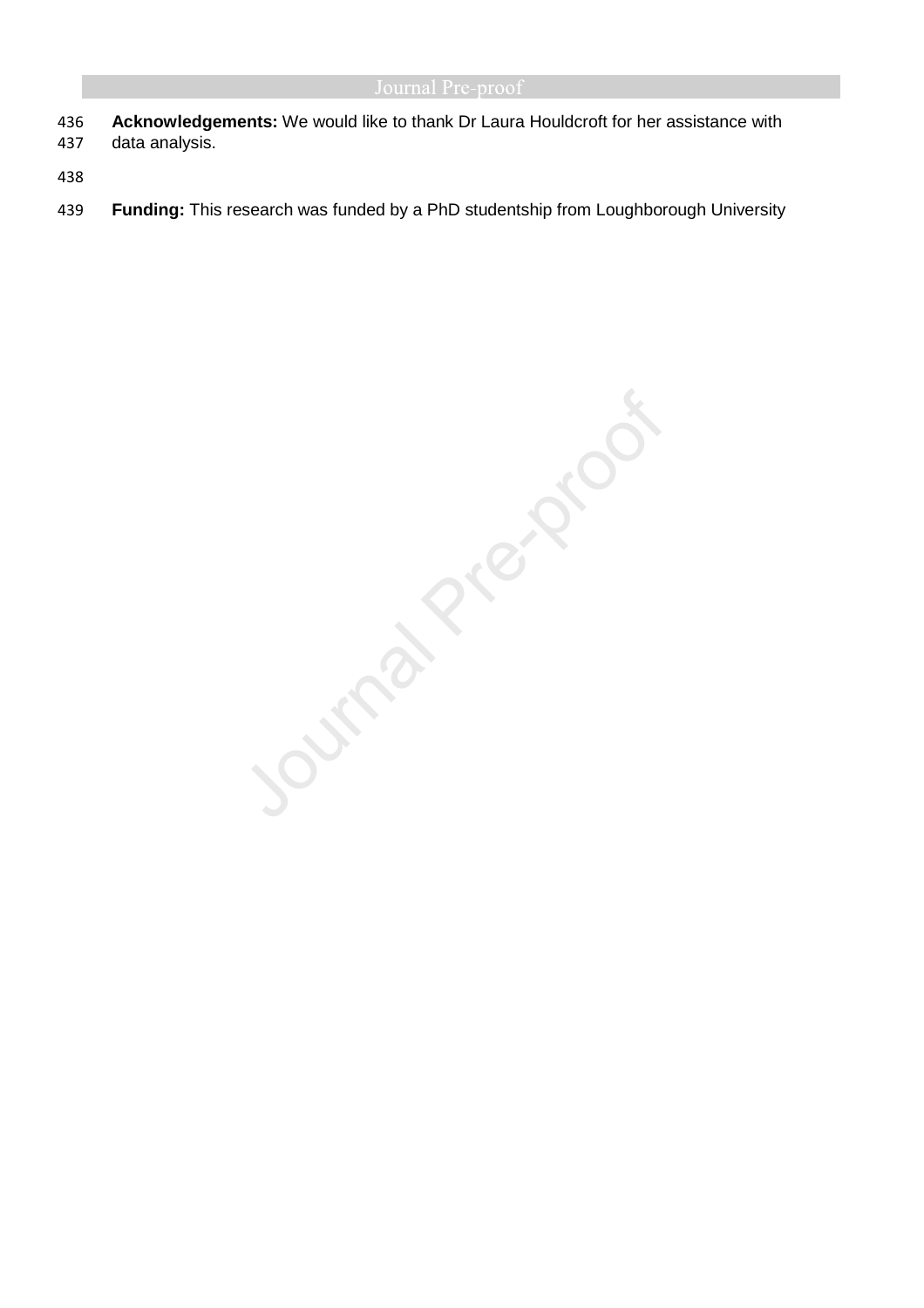**Acknowledgements:** We would like to thank Dr Laura Houldcroft for her assistance with data analysis.

**Funding:** This research was funded by a PhD studentship from Loughborough University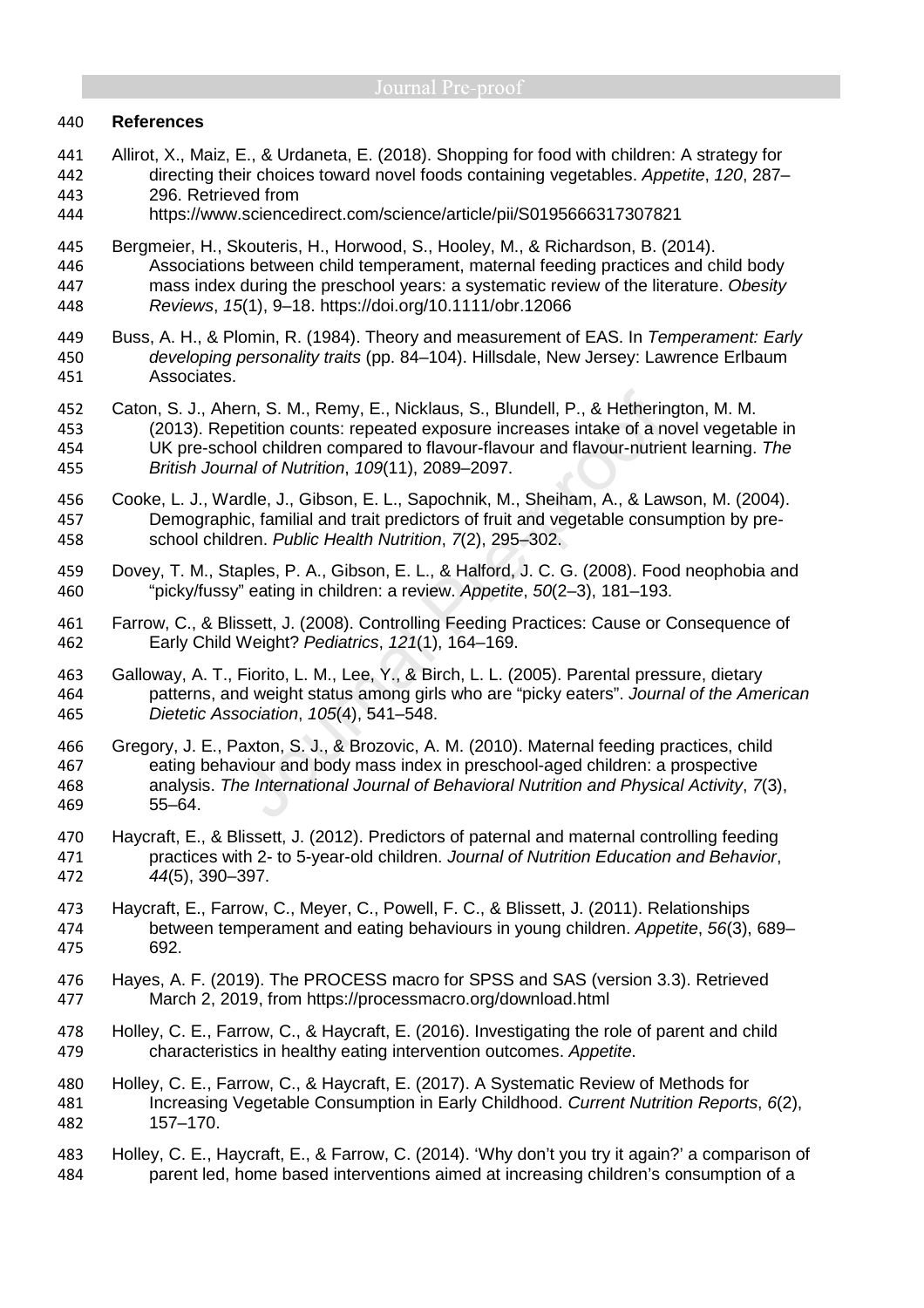## References

Allirot, X., Maiz, E., & Urdaneta, E. (2018). Shopping for food with children: A strategy for directing their choices toward novel foods containing vegetables. *Appetite*, *120*, 287–296. Retrieved from https://www.sciencedirect.com/science/article/pii/S0195666317307821

Bergmeier, H., Skouteris, H., Horwood, S., Hooley, M., & Richardson, B. (2014). Associations between child temperament, maternal feeding practices and child body mass index during the preschool years: a systematic review of the literature. *Obesity Reviews*, *15*(1), 9–18. https://doi.org/10.1111/obr.12066

Buss, A. H., & Plomin, R. (1984). Theory and measurement of EAS. In *Temperament: Early developing personality traits* (pp. 84–104). Hillsdale, New Jersey: Lawrence Erlbaum Associates.

Caton, S. J., Ahern, S. M., Remy, E., Nicklaus, S., Blundell, P., & Hetherington, M. M. (2013). Repetition counts: repeated exposure increases intake of a novel vegetable in UK pre-school children compared to flavour-flavour and flavour-nutrient learning. *The British Journal of Nutrition*, *109*(11), 2089–2097.

Cooke, L. J., Wardle, J., Gibson, E. L., Sapochnik, M., Sheiham, A., & Lawson, M. (2004). Demographic, familial and trait predictors of fruit and vegetable consumption by pre-school children. *Public Health Nutrition*, *7*(2), 295–302.

Dovey, T. M., Staples, P. A., Gibson, E. L., & Halford, J. C. G. (2008). Food neophobia and "picky/fussy" eating in children: a review. *Appetite*, *50*(2–3), 181–193.

Farrow, C., & Blissett, J. (2008). Controlling Feeding Practices: Cause or Consequence of Early Child Weight? *Pediatrics*, *121*(1), 164–169.

Galloway, A. T., Fiorito, L. M., Lee, Y., & Birch, L. L. (2005). Parental pressure, dietary patterns, and weight status among girls who are "picky eaters". *Journal of the American Dietetic Association*, *105*(4), 541–548.

Gregory, J. E., Paxton, S. J., & Brozovic, A. M. (2010). Maternal feeding practices, child eating behaviour and body mass index in preschool-aged children: a prospective analysis. *The International Journal of Behavioral Nutrition and Physical Activity*, *7*(3), 55–64.

Haycraft, E., & Blissett, J. (2012). Predictors of paternal and maternal controlling feeding practices with 2- to 5-year-old children. *Journal of Nutrition Education and Behavior*, *44*(5), 390–397.

Haycraft, E., Farrow, C., Meyer, C., Powell, F. C., & Blissett, J. (2011). Relationships between temperament and eating behaviours in young children. *Appetite*, *56*(3), 689–692.

Hayes, A. F. (2019). The PROCESS macro for SPSS and SAS (version 3.3). Retrieved March 2, 2019, from https://processmacro.org/download.html

Holley, C. E., Farrow, C., & Haycraft, E. (2016). Investigating the role of parent and child characteristics in healthy eating intervention outcomes. *Appetite*.

Holley, C. E., Farrow, C., & Haycraft, E. (2017). A Systematic Review of Methods for Increasing Vegetable Consumption in Early Childhood. *Current Nutrition Reports*, *6*(2), 157–170.

Holley, C. E., Haycraft, E., & Farrow, C. (2014). 'Why don't you try it again?' a comparison of parent led, home based interventions aimed at increasing children's consumption of a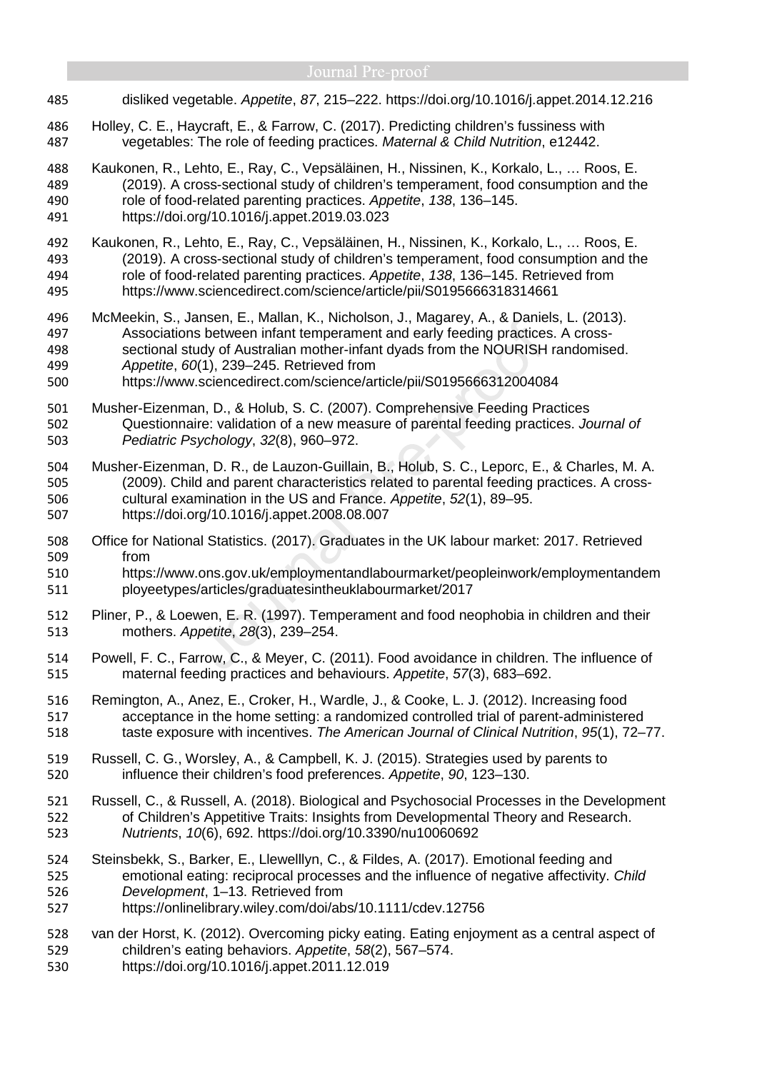disliked vegetable. *Appetite*, *87*, 215–222. https://doi.org/10.1016/j.appet.2014.12.216

Holley, C. E., Haycraft, E., & Farrow, C. (2017). Predicting children's fussiness with vegetables: The role of feeding practices. *Maternal & Child Nutrition*, e12442.

Kaukonen, R., Lehto, E., Ray, C., Vepsäläinen, H., Nissinen, K., Korkalo, L., … Roos, E. (2019). A cross-sectional study of children's temperament, food consumption and the role of food-related parenting practices. *Appetite*, *138*, 136–145. https://doi.org/10.1016/j.appet.2019.03.023

Kaukonen, R., Lehto, E., Ray, C., Vepsäläinen, H., Nissinen, K., Korkalo, L., … Roos, E. (2019). A cross-sectional study of children's temperament, food consumption and the role of food-related parenting practices. *Appetite*, *138*, 136–145. Retrieved from https://www.sciencedirect.com/science/article/pii/S0195666318314661

McMeekin, S., Jansen, E., Mallan, K., Nicholson, J., Magarey, A., & Daniels, L. (2013). Associations between infant temperament and early feeding practices. A cross-sectional study of Australian mother-infant dyads from the NOURISH randomised. *Appetite*, *60*(1), 239–245. Retrieved from https://www.sciencedirect.com/science/article/pii/S0195666312004084

Musher-Eizenman, D., & Holub, S. C. (2007). Comprehensive Feeding Practices Questionnaire: validation of a new measure of parental feeding practices. *Journal of Pediatric Psychology*, *32*(8), 960–972.

Musher-Eizenman, D. R., de Lauzon-Guillain, B., Holub, S. C., Leporc, E., & Charles, M. A. (2009). Child and parent characteristics related to parental feeding practices. A cross-cultural examination in the US and France. *Appetite*, *52*(1), 89–95. https://doi.org/10.1016/j.appet.2008.08.007

Office for National Statistics. (2017). Graduates in the UK labour market: 2017. Retrieved from https://www.ons.gov.uk/employmentandlabourmarket/peopleinwork/employmentandemployeetypes/articles/graduatesintheuklabourmarket/2017

Pliner, P., & Loewen, E. R. (1997). Temperament and food neophobia in children and their mothers. *Appetite*, *28*(3), 239–254.

Powell, F. C., Farrow, C., & Meyer, C. (2011). Food avoidance in children. The influence of maternal feeding practices and behaviours. *Appetite*, *57*(3), 683–692.

Remington, A., Anez, E., Croker, H., Wardle, J., & Cooke, L. J. (2012). Increasing food acceptance in the home setting: a randomized controlled trial of parent-administered taste exposure with incentives. *The American Journal of Clinical Nutrition*, *95*(1), 72–77.

Russell, C. G., Worsley, A., & Campbell, K. J. (2015). Strategies used by parents to influence their children's food preferences. *Appetite*, *90*, 123–130.

Russell, C., & Russell, A. (2018). Biological and Psychosocial Processes in the Development of Children's Appetitive Traits: Insights from Developmental Theory and Research. *Nutrients*, *10*(6), 692. https://doi.org/10.3390/nu10060692

Steinsbekk, S., Barker, E., Llewelllyn, C., & Fildes, A. (2017). Emotional feeding and emotional eating: reciprocal processes and the influence of negative affectivity. *Child Development*, 1–13. Retrieved from https://onlinelibrary.wiley.com/doi/abs/10.1111/cdev.12756

van der Horst, K. (2012). Overcoming picky eating. Eating enjoyment as a central aspect of children's eating behaviors. *Appetite*, *58*(2), 567–574. https://doi.org/10.1016/j.appet.2011.12.019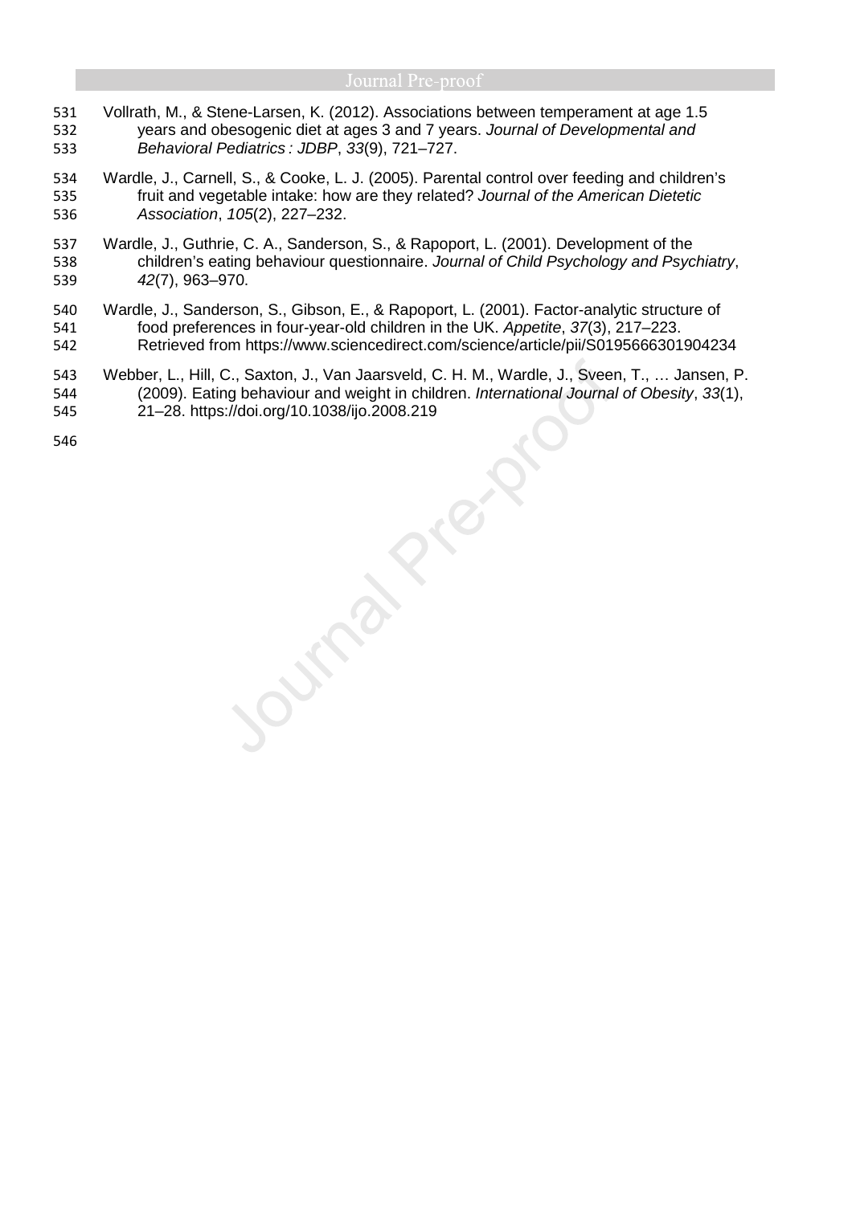Vollrath, M., & Stene-Larsen, K. (2012). Associations between temperament at age 1.5 years and obesogenic diet at ages 3 and 7 years. *Journal of Developmental and Behavioral Pediatrics : JDBP*, *33*(9), 721–727.

Wardle, J., Carnell, S., & Cooke, L. J. (2005). Parental control over feeding and children's fruit and vegetable intake: how are they related? *Journal of the American Dietetic Association*, *105*(2), 227–232.

Wardle, J., Guthrie, C. A., Sanderson, S., & Rapoport, L. (2001). Development of the children's eating behaviour questionnaire. *Journal of Child Psychology and Psychiatry*, *42*(7), 963–970.

Wardle, J., Sanderson, S., Gibson, E., & Rapoport, L. (2001). Factor-analytic structure of food preferences in four-year-old children in the UK. *Appetite*, *37*(3), 217–223. Retrieved from https://www.sciencedirect.com/science/article/pii/S0195666301904234

Webber, L., Hill, C., Saxton, J., Van Jaarsveld, C. H. M., Wardle, J., Sveen, T., … Jansen, P. (2009). Eating behaviour and weight in children. *International Journal of Obesity*, *33*(1), 21–28. https://doi.org/10.1038/ijo.2008.219